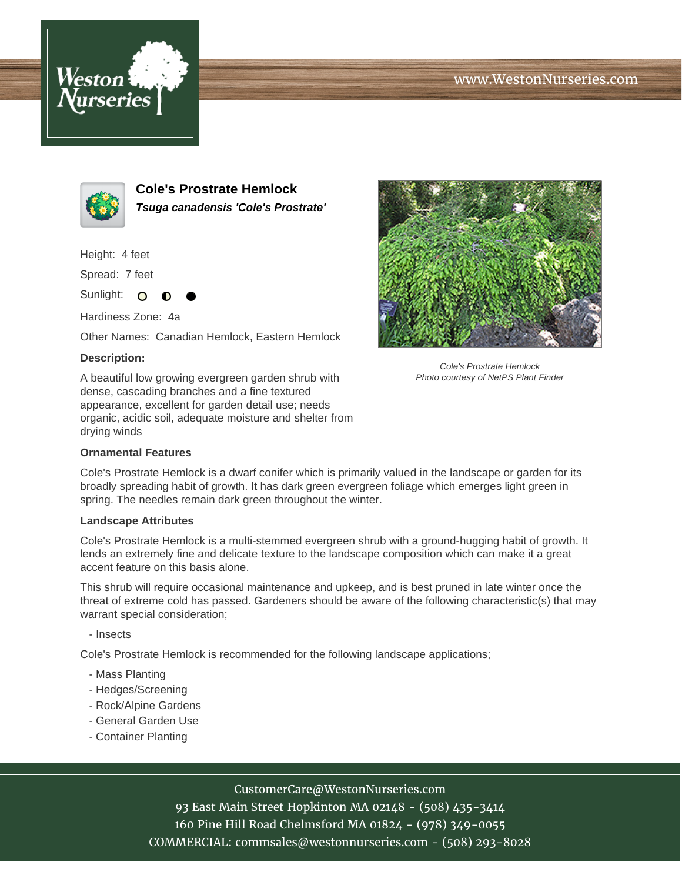www.WestonNurseries.com

# Cole's Prostrate Hemlock

***Tsuga canadensis 'Cole's Prostrate'***

Height: 4 feet

Spread: 7 feet

Sunlight: ○ ◐ ●

Hardiness Zone: 4a

Other Names: Canadian Hemlock, Eastern Hemlock

**Description:**

A beautiful low growing evergreen garden shrub with dense, cascading branches and a fine textured appearance, excellent for garden detail use; needs organic, acidic soil, adequate moisture and shelter from drying winds

*Cole's Prostrate Hemlock*
*Photo courtesy of NetPS Plant Finder*

**Ornamental Features**

Cole's Prostrate Hemlock is a dwarf conifer which is primarily valued in the landscape or garden for its broadly spreading habit of growth. It has dark green evergreen foliage which emerges light green in spring. The needles remain dark green throughout the winter.

**Landscape Attributes**

Cole's Prostrate Hemlock is a multi-stemmed evergreen shrub with a ground-hugging habit of growth. It lends an extremely fine and delicate texture to the landscape composition which can make it a great accent feature on this basis alone.

This shrub will require occasional maintenance and upkeep, and is best pruned in late winter once the threat of extreme cold has passed. Gardeners should be aware of the following characteristic(s) that may warrant special consideration;

- Insects

Cole's Prostrate Hemlock is recommended for the following landscape applications;

- Mass Planting
- Hedges/Screening
- Rock/Alpine Gardens
- General Garden Use
- Container Planting

CustomerCare@WestonNurseries.com
93 East Main Street Hopkinton MA 02148 - (508) 435-3414
160 Pine Hill Road Chelmsford MA 01824 - (978) 349-0055
COMMERCIAL: commsales@westonnurseries.com - (508) 293-8028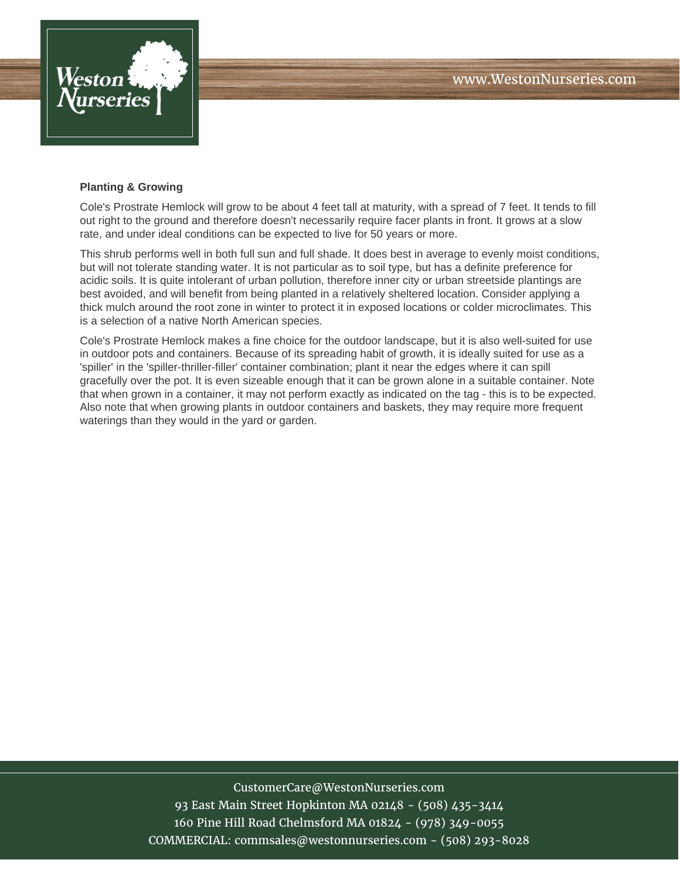**Planting & Growing**

Cole's Prostrate Hemlock will grow to be about 4 feet tall at maturity, with a spread of 7 feet. It tends to fill out right to the ground and therefore doesn't necessarily require facer plants in front. It grows at a slow rate, and under ideal conditions can be expected to live for 50 years or more.

This shrub performs well in both full sun and full shade. It does best in average to evenly moist conditions, but will not tolerate standing water. It is not particular as to soil type, but has a definite preference for acidic soils. It is quite intolerant of urban pollution, therefore inner city or urban streetside plantings are best avoided, and will benefit from being planted in a relatively sheltered location. Consider applying a thick mulch around the root zone in winter to protect it in exposed locations or colder microclimates. This is a selection of a native North American species.

Cole's Prostrate Hemlock makes a fine choice for the outdoor landscape, but it is also well-suited for use in outdoor pots and containers. Because of its spreading habit of growth, it is ideally suited for use as a 'spiller' in the 'spiller-thriller-filler' container combination; plant it near the edges where it can spill gracefully over the pot. It is even sizeable enough that it can be grown alone in a suitable container. Note that when grown in a container, it may not perform exactly as indicated on the tag - this is to be expected. Also note that when growing plants in outdoor containers and baskets, they may require more frequent waterings than they would in the yard or garden.